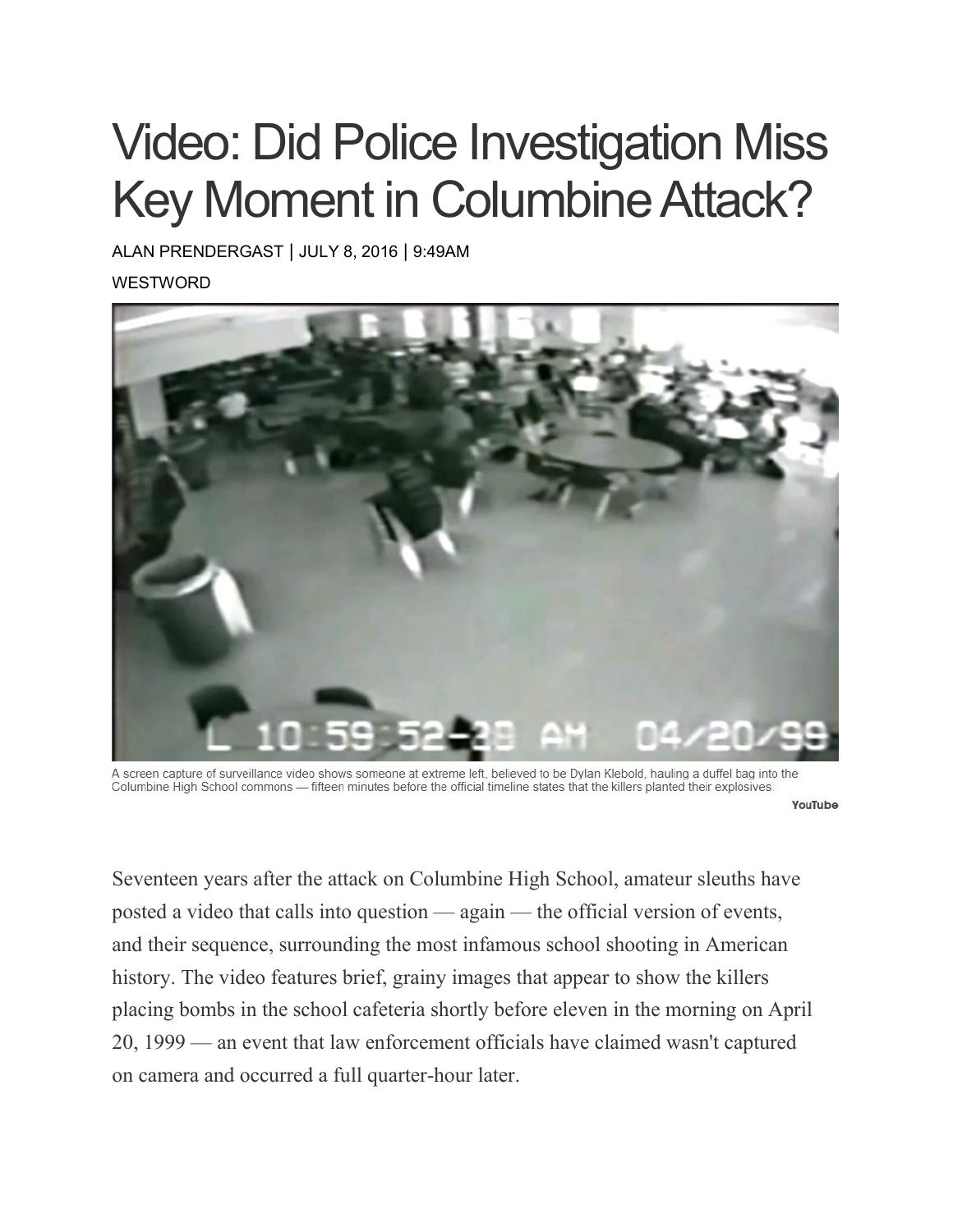# Video: Did Police Investigation Miss Key Moment in Columbine Attack?

ALAN PRENDERGAST | JULY 8, 2016 | 9:49AM

WESTWORD

A screen capture of surveillance video shows someone at extreme left, believed to be Dylan Klebold, hauling a duffel bag into the Columbine High School commons — fifteen minutes before the official timeline states that the killers planted their explosives.

YouTube

Seventeen years after the attack on Columbine High School, amateur sleuths have posted a video that calls into question — again — the official version of events, and their sequence, surrounding the most infamous school shooting in American history. The video features brief, grainy images that appear to show the killers placing bombs in the school cafeteria shortly before eleven in the morning on April 20, 1999 — an event that law enforcement officials have claimed wasn't captured on camera and occurred a full quarter-hour later.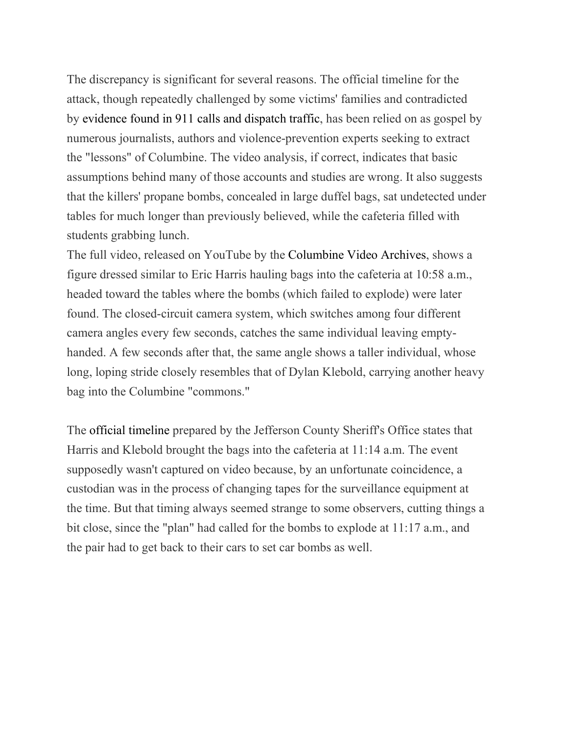The discrepancy is significant for several reasons. The official timeline for the attack, though repeatedly challenged by some victims' families and contradicted by evidence found in 911 calls and dispatch traffic, has been relied on as gospel by numerous journalists, authors and violence-prevention experts seeking to extract the "lessons" of Columbine. The video analysis, if correct, indicates that basic assumptions behind many of those accounts and studies are wrong. It also suggests that the killers' propane bombs, concealed in large duffel bags, sat undetected under tables for much longer than previously believed, while the cafeteria filled with students grabbing lunch.

The full video, released on YouTube by the Columbine Video Archives, shows a figure dressed similar to Eric Harris hauling bags into the cafeteria at 10:58 a.m., headed toward the tables where the bombs (which failed to explode) were later found. The closed-circuit camera system, which switches among four different camera angles every few seconds, catches the same individual leaving empty-handed. A few seconds after that, the same angle shows a taller individual, whose long, loping stride closely resembles that of Dylan Klebold, carrying another heavy bag into the Columbine "commons."

The official timeline prepared by the Jefferson County Sheriff's Office states that Harris and Klebold brought the bags into the cafeteria at 11:14 a.m. The event supposedly wasn't captured on video because, by an unfortunate coincidence, a custodian was in the process of changing tapes for the surveillance equipment at the time. But that timing always seemed strange to some observers, cutting things a bit close, since the "plan" had called for the bombs to explode at 11:17 a.m., and the pair had to get back to their cars to set car bombs as well.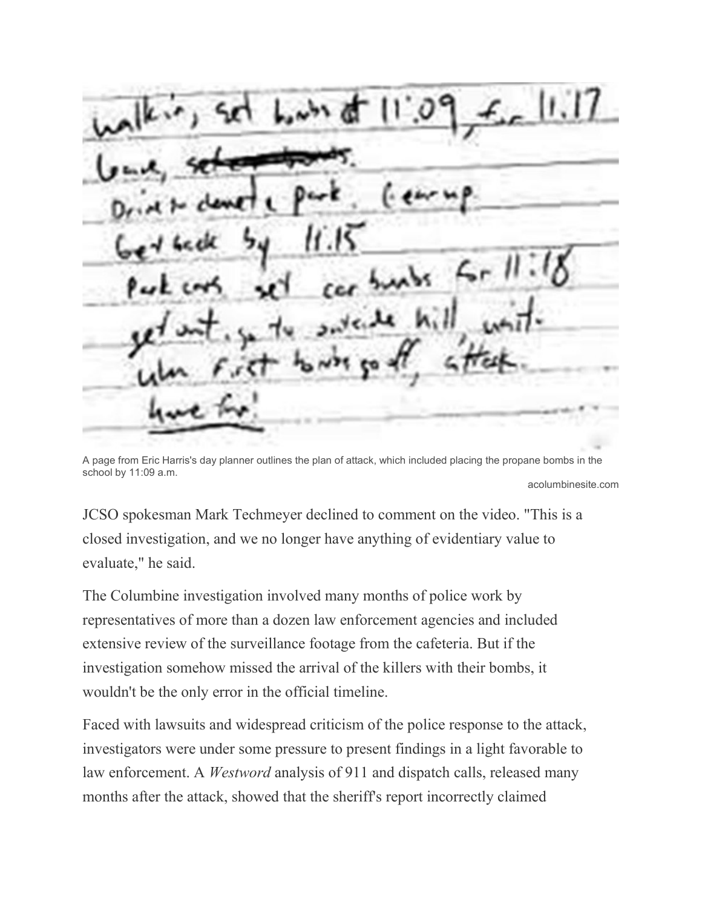A page from Eric Harris's day planner outlines the plan of attack, which included placing the propane bombs in the school by 11:09 a.m.

acolumbinesite.com

JCSO spokesman Mark Techmeyer declined to comment on the video. "This is a closed investigation, and we no longer have anything of evidentiary value to evaluate," he said.

The Columbine investigation involved many months of police work by representatives of more than a dozen law enforcement agencies and included extensive review of the surveillance footage from the cafeteria. But if the investigation somehow missed the arrival of the killers with their bombs, it wouldn't be the only error in the official timeline.

Faced with lawsuits and widespread criticism of the police response to the attack, investigators were under some pressure to present findings in a light favorable to law enforcement. A *Westword* analysis of 911 and dispatch calls, released many months after the attack, showed that the sheriff's report incorrectly claimed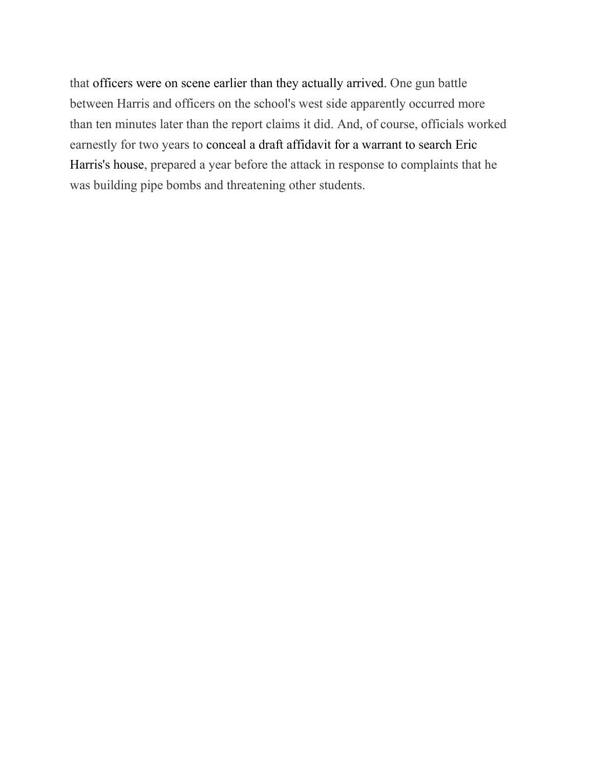that officers were on scene earlier than they actually arrived. One gun battle between Harris and officers on the school's west side apparently occurred more than ten minutes later than the report claims it did. And, of course, officials worked earnestly for two years to conceal a draft affidavit for a warrant to search Eric Harris's house, prepared a year before the attack in response to complaints that he was building pipe bombs and threatening other students.